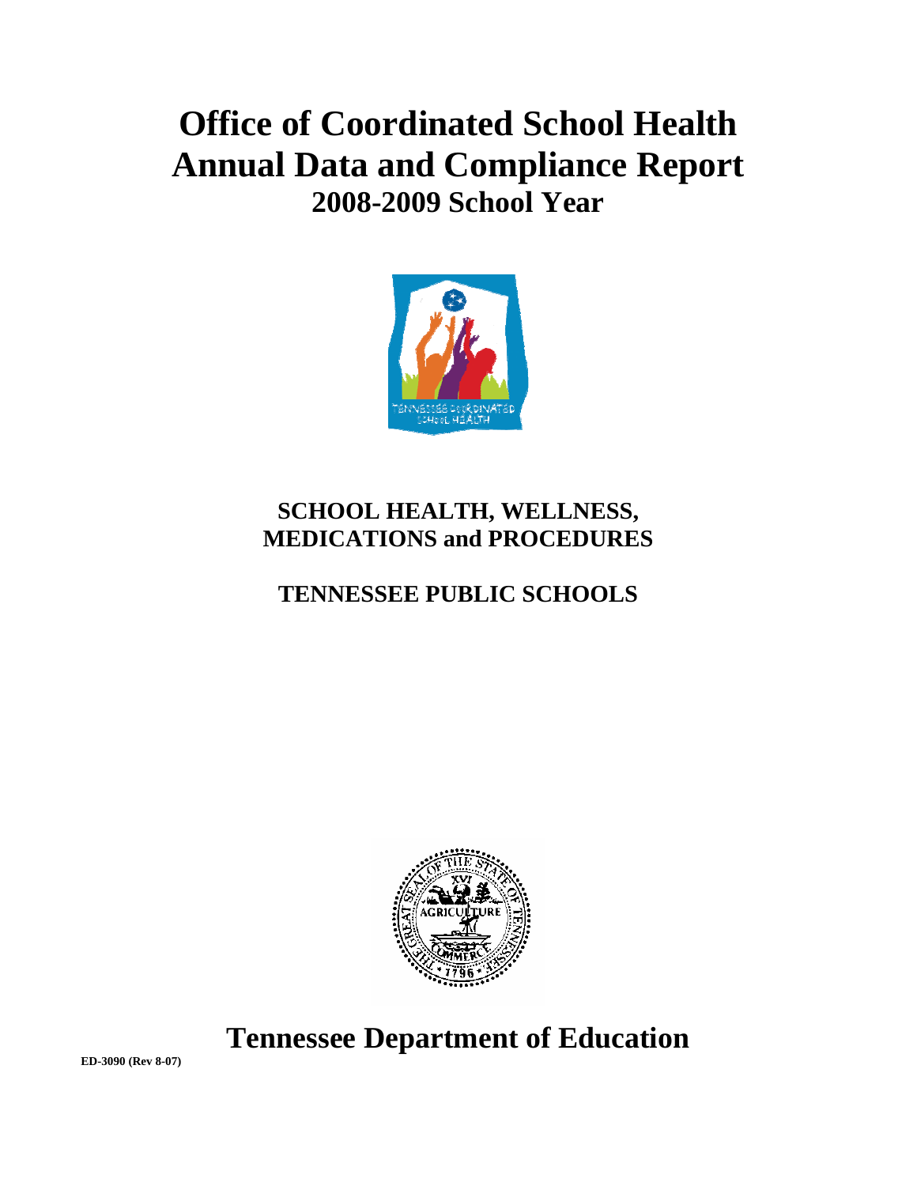# Office of Coordinated School Health
# Annual Data and Compliance Report
## 2008-2009 School Year

## SCHOOL HEALTH, WELLNESS, MEDICATIONS and PROCEDURES

## TENNESSEE PUBLIC SCHOOLS

# Tennessee Department of Education

**ED-3090 (Rev 8-07)**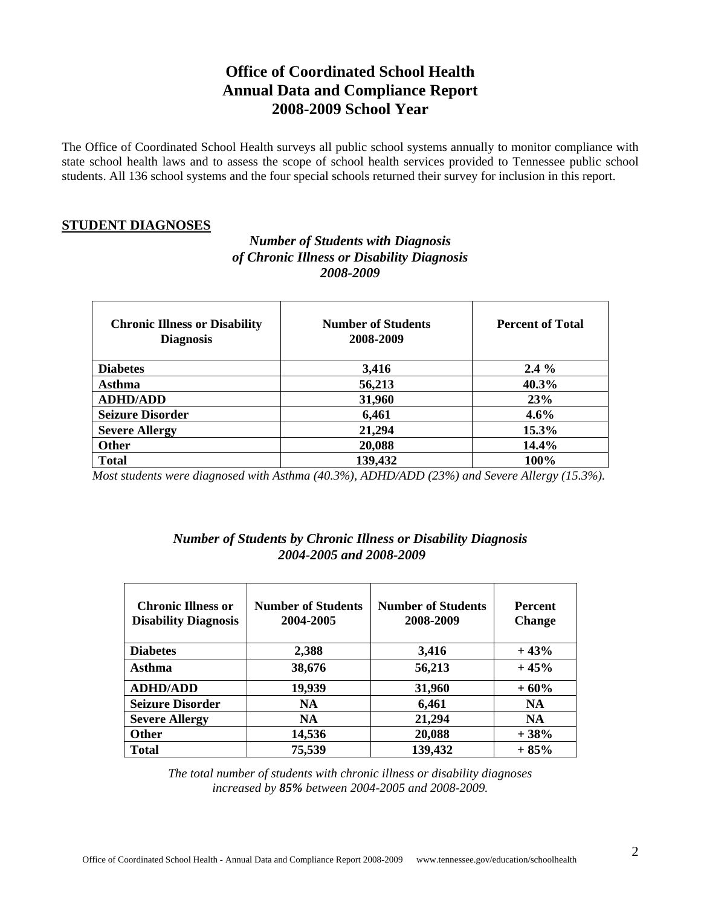# Office of Coordinated School Health
# Annual Data and Compliance Report
# 2008-2009 School Year

The Office of Coordinated School Health surveys all public school systems annually to monitor compliance with state school health laws and to assess the scope of school health services provided to Tennessee public school students. All 136 school systems and the four special schools returned their survey for inclusion in this report.

## STUDENT DIAGNOSES

***Number of Students with Diagnosis of Chronic Illness or Disability Diagnosis 2008-2009***

| Chronic Illness or Disability Diagnosis | Number of Students 2008-2009 | Percent of Total |
|---|---|---|
| **Diabetes** | **3,416** | **2.4 %** |
| **Asthma** | **56,213** | **40.3%** |
| **ADHD/ADD** | **31,960** | **23%** |
| **Seizure Disorder** | **6,461** | **4.6%** |
| **Severe Allergy** | **21,294** | **15.3%** |
| **Other** | **20,088** | **14.4%** |
| **Total** | **139,432** | **100%** |

*Most students were diagnosed with Asthma (40.3%), ADHD/ADD (23%) and Severe Allergy (15.3%).*

***Number of Students by Chronic Illness or Disability Diagnosis 2004-2005 and 2008-2009***

| Chronic Illness or Disability Diagnosis | Number of Students 2004-2005 | Number of Students 2008-2009 | Percent Change |
|---|---|---|---|
| **Diabetes** | **2,388** | **3,416** | **+ 43%** |
| **Asthma** | **38,676** | **56,213** | **+ 45%** |
| **ADHD/ADD** | **19,939** | **31,960** | **+ 60%** |
| **Seizure Disorder** | **NA** | **6,461** | **NA** |
| **Severe Allergy** | **NA** | **21,294** | **NA** |
| **Other** | **14,536** | **20,088** | **+ 38%** |
| **Total** | **75,539** | **139,432** | **+ 85%** |

*The total number of students with chronic illness or disability diagnoses increased by **85%** between 2004-2005 and 2008-2009.*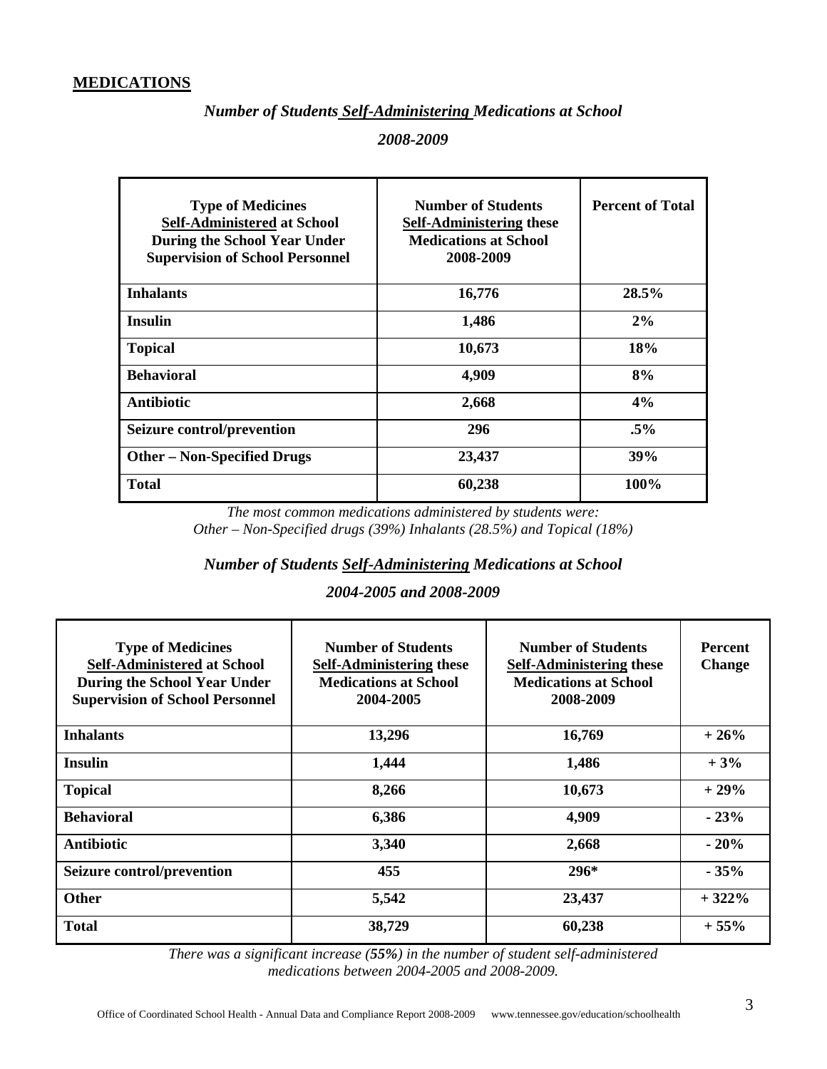## MEDICATIONS

*Number of Students Self-Administering Medications at School*

*2008-2009*

| Type of Medicines Self-Administered at School During the School Year Under Supervision of School Personnel | Number of Students Self-Administering these Medications at School 2008-2009 | Percent of Total |
|---|---|---|
| **Inhalants** | **16,776** | **28.5%** |
| **Insulin** | **1,486** | **2%** |
| **Topical** | **10,673** | **18%** |
| **Behavioral** | **4,909** | **8%** |
| **Antibiotic** | **2,668** | **4%** |
| **Seizure control/prevention** | **296** | **.5%** |
| **Other – Non-Specified Drugs** | **23,437** | **39%** |
| **Total** | **60,238** | **100%** |

*The most common medications administered by students were:*
*Other – Non-Specified drugs (39%) Inhalants (28.5%) and Topical (18%)*

*Number of Students Self-Administering Medications at School*

*2004-2005 and 2008-2009*

| Type of Medicines Self-Administered at School During the School Year Under Supervision of School Personnel | Number of Students Self-Administering these Medications at School 2004-2005 | Number of Students Self-Administering these Medications at School 2008-2009 | Percent Change |
|---|---|---|---|
| **Inhalants** | **13,296** | **16,769** | **+ 26%** |
| **Insulin** | **1,444** | **1,486** | **+ 3%** |
| **Topical** | **8,266** | **10,673** | **+ 29%** |
| **Behavioral** | **6,386** | **4,909** | **- 23%** |
| **Antibiotic** | **3,340** | **2,668** | **- 20%** |
| **Seizure control/prevention** | **455** | **296*** | **- 35%** |
| **Other** | **5,542** | **23,437** | **+ 322%** |
| **Total** | **38,729** | **60,238** | **+ 55%** |

*There was a significant increase (**55%**) in the number of student self-administered medications between 2004-2005 and 2008-2009.*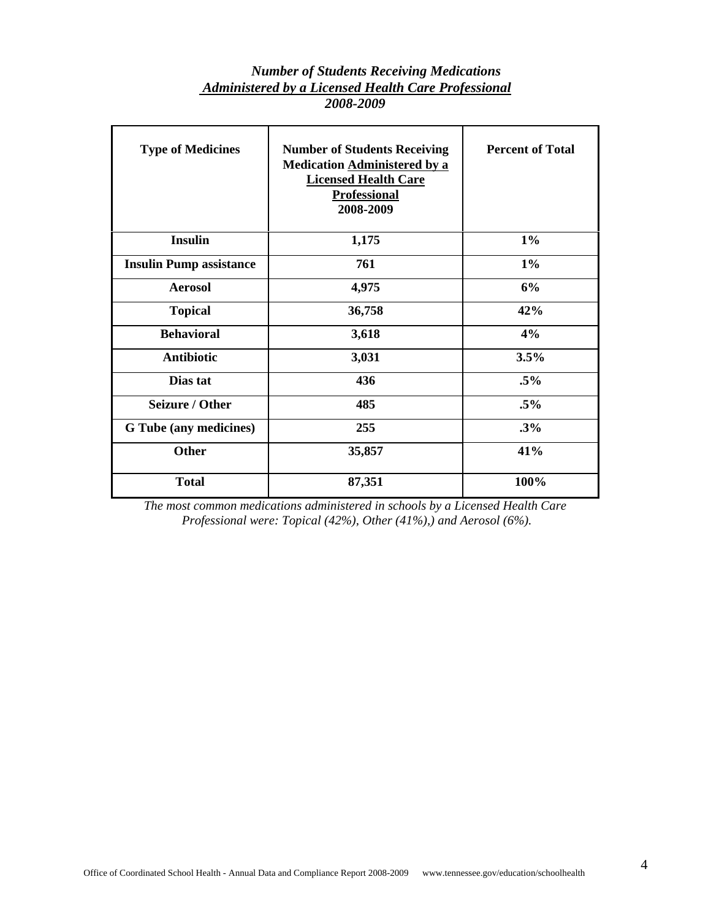*Number of Students Receiving Medications*
***Administered by a Licensed Health Care Professional***
*2008-2009*

| Type of Medicines | Number of Students Receiving Medication Administered by a Licensed Health Care Professional 2008-2009 | Percent of Total |
|---|---|---|
| **Insulin** | **1,175** | **1%** |
| **Insulin Pump assistance** | **761** | **1%** |
| **Aerosol** | **4,975** | **6%** |
| **Topical** | **36,758** | **42%** |
| **Behavioral** | **3,618** | **4%** |
| **Antibiotic** | **3,031** | **3.5%** |
| **Dias tat** | **436** | **.5%** |
| **Seizure / Other** | **485** | **.5%** |
| **G Tube (any medicines)** | **255** | **.3%** |
| **Other** | **35,857** | **41%** |
| **Total** | **87,351** | **100%** |

*The most common medications administered in schools by a Licensed Health Care Professional were: Topical (42%), Other (41%),) and Aerosol (6%).*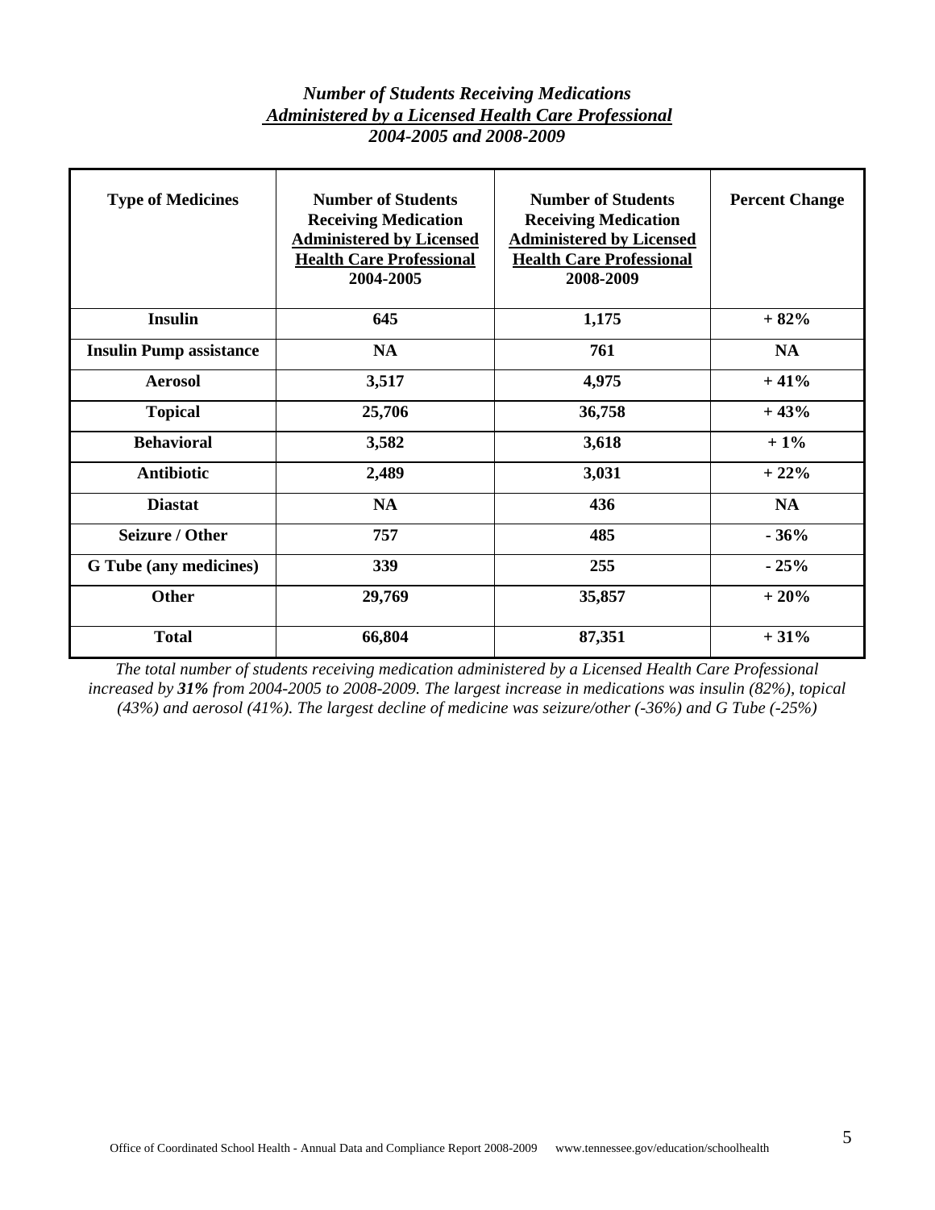***Number of Students Receiving Medications***
***Administered by a Licensed Health Care Professional***
***2004-2005 and 2008-2009***

| **Type of Medicines** | **Number of Students Receiving Medication Administered by Licensed Health Care Professional 2004-2005** | **Number of Students Receiving Medication Administered by Licensed Health Care Professional 2008-2009** | **Percent Change** |
|---|---|---|---|
| **Insulin** | **645** | **1,175** | **+ 82%** |
| **Insulin Pump assistance** | **NA** | **761** | **NA** |
| **Aerosol** | **3,517** | **4,975** | **+ 41%** |
| **Topical** | **25,706** | **36,758** | **+ 43%** |
| **Behavioral** | **3,582** | **3,618** | **+ 1%** |
| **Antibiotic** | **2,489** | **3,031** | **+ 22%** |
| **Diastat** | **NA** | **436** | **NA** |
| **Seizure / Other** | **757** | **485** | **- 36%** |
| **G Tube (any medicines)** | **339** | **255** | **- 25%** |
| **Other** | **29,769** | **35,857** | **+ 20%** |
| **Total** | **66,804** | **87,351** | **+ 31%** |

*The total number of students receiving medication administered by a Licensed Health Care Professional increased by **31%** from 2004-2005 to 2008-2009. The largest increase in medications was insulin (82%), topical (43%) and aerosol (41%). The largest decline of medicine was seizure/other (-36%) and G Tube (-25%)*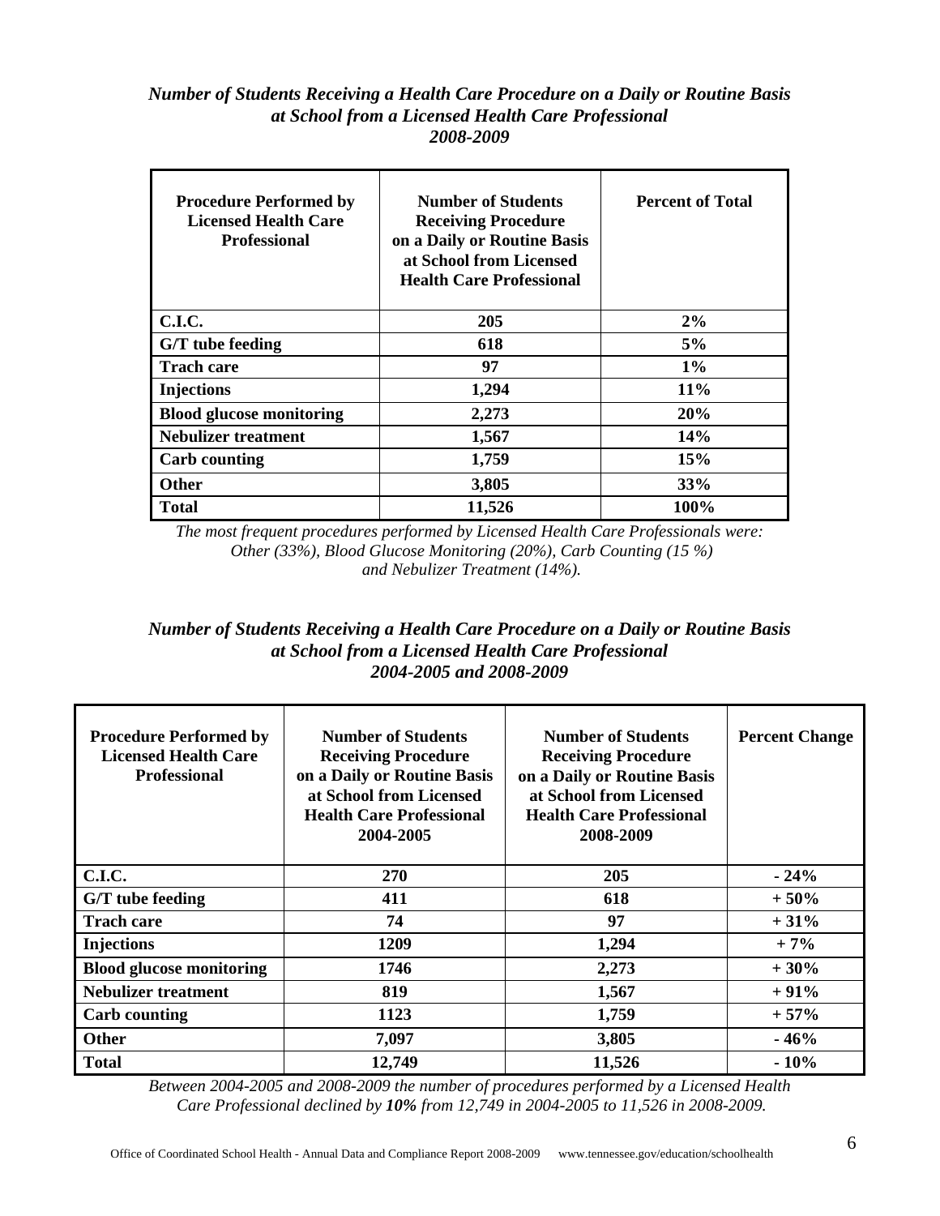### *Number of Students Receiving a Health Care Procedure on a Daily or Routine Basis at School from a Licensed Health Care Professional 2008-2009*

| Procedure Performed by Licensed Health Care Professional | Number of Students Receiving Procedure on a Daily or Routine Basis at School from Licensed Health Care Professional | Percent of Total |
|---|---|---|
| **C.I.C.** | **205** | **2%** |
| **G/T tube feeding** | **618** | **5%** |
| **Trach care** | **97** | **1%** |
| **Injections** | **1,294** | **11%** |
| **Blood glucose monitoring** | **2,273** | **20%** |
| **Nebulizer treatment** | **1,567** | **14%** |
| **Carb counting** | **1,759** | **15%** |
| **Other** | **3,805** | **33%** |
| **Total** | **11,526** | **100%** |

*The most frequent procedures performed by Licensed Health Care Professionals were: Other (33%), Blood Glucose Monitoring (20%), Carb Counting (15 %) and Nebulizer Treatment (14%).*

### *Number of Students Receiving a Health Care Procedure on a Daily or Routine Basis at School from a Licensed Health Care Professional 2004-2005 and 2008-2009*

| Procedure Performed by Licensed Health Care Professional | Number of Students Receiving Procedure on a Daily or Routine Basis at School from Licensed Health Care Professional 2004-2005 | Number of Students Receiving Procedure on a Daily or Routine Basis at School from Licensed Health Care Professional 2008-2009 | Percent Change |
|---|---|---|---|
| **C.I.C.** | **270** | **205** | **- 24%** |
| **G/T tube feeding** | **411** | **618** | **+ 50%** |
| **Trach care** | **74** | **97** | **+ 31%** |
| **Injections** | **1209** | **1,294** | **+ 7%** |
| **Blood glucose monitoring** | **1746** | **2,273** | **+ 30%** |
| **Nebulizer treatment** | **819** | **1,567** | **+ 91%** |
| **Carb counting** | **1123** | **1,759** | **+ 57%** |
| **Other** | **7,097** | **3,805** | **- 46%** |
| **Total** | **12,749** | **11,526** | **- 10%** |

*Between 2004-2005 and 2008-2009 the number of procedures performed by a Licensed Health Care Professional declined by **10%** from 12,749 in 2004-2005 to 11,526 in 2008-2009.*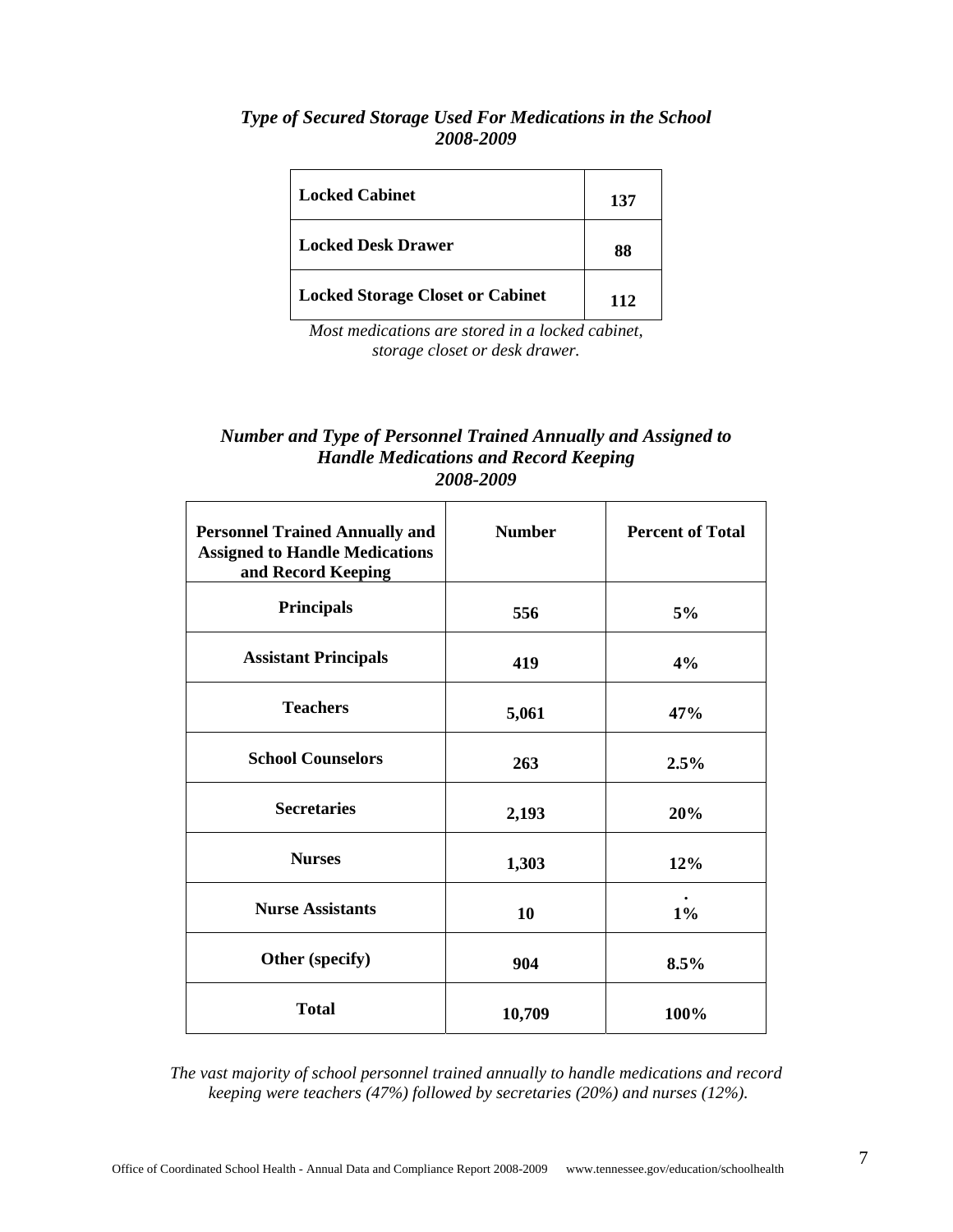## *Type of Secured Storage Used For Medications in the School 2008-2009*

| Locked Cabinet | 137 |
|---|---|
| Locked Desk Drawer | 88 |
| Locked Storage Closet or Cabinet | 112 |

*Most medications are stored in a locked cabinet, storage closet or desk drawer.*

## *Number and Type of Personnel Trained Annually and Assigned to Handle Medications and Record Keeping 2008-2009*

| Personnel Trained Annually and Assigned to Handle Medications and Record Keeping | Number | Percent of Total |
|---|---|---|
| Principals | 556 | 5% |
| Assistant Principals | 419 | 4% |
| Teachers | 5,061 | 47% |
| School Counselors | 263 | 2.5% |
| Secretaries | 2,193 | 20% |
| Nurses | 1,303 | 12% |
| Nurse Assistants | 10 | . 1% |
| Other (specify) | 904 | 8.5% |
| Total | 10,709 | 100% |

*The vast majority of school personnel trained annually to handle medications and record keeping were teachers (47%) followed by secretaries (20%) and nurses (12%).*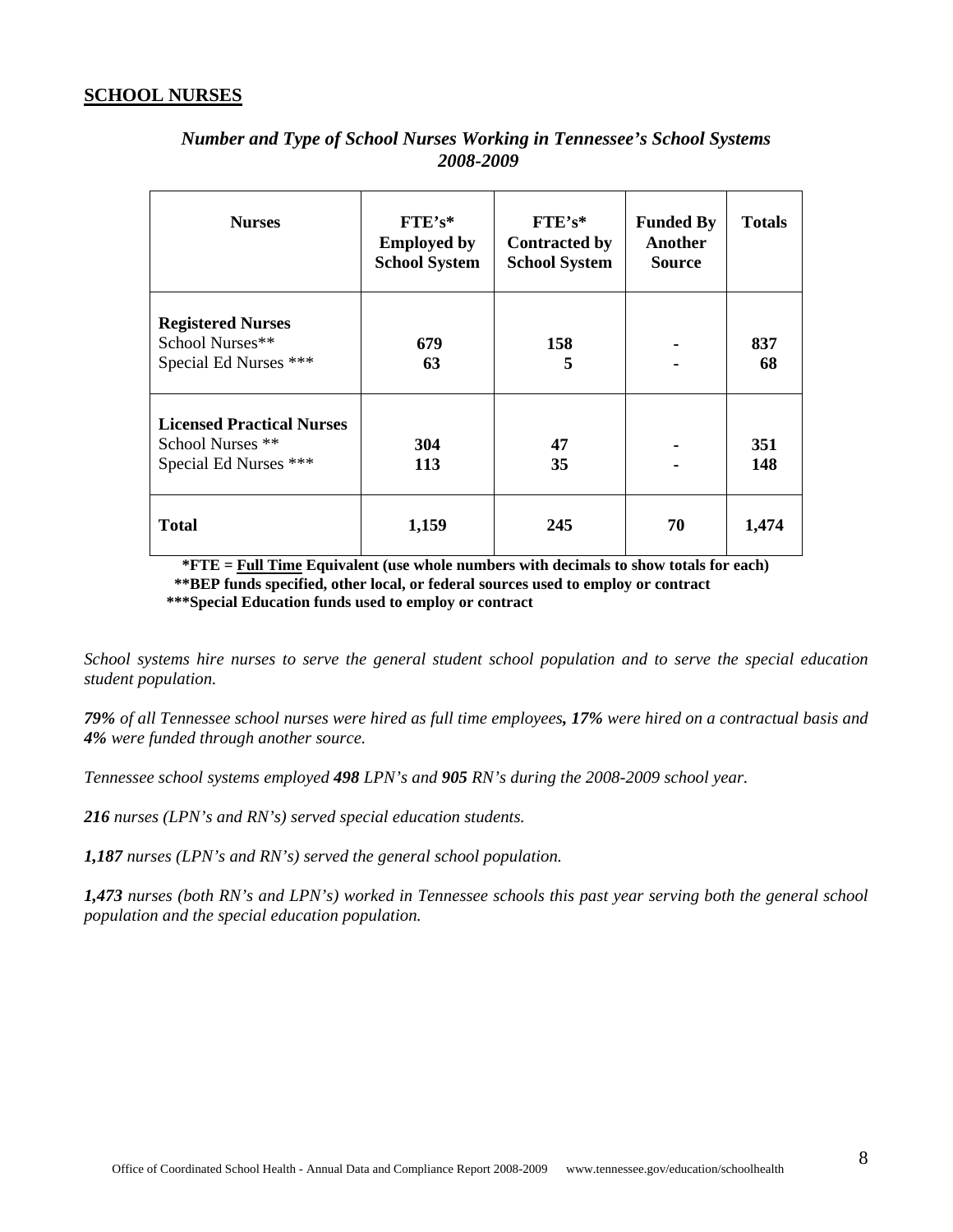## SCHOOL NURSES

*Number and Type of School Nurses Working in Tennessee's School Systems 2008-2009*

| Nurses | FTE's* Employed by School System | FTE's* Contracted by School System | Funded By Another Source | Totals |
|---|---|---|---|---|
| **Registered Nurses** | | | | |
| School Nurses** | **679** | **158** | - | **837** |
| Special Ed Nurses *** | **63** | **5** | - | **68** |
| **Licensed Practical Nurses** | | | | |
| School Nurses ** | **304** | **47** | - | **351** |
| Special Ed Nurses *** | **113** | **35** | - | **148** |
| **Total** | **1,159** | **245** | **70** | **1,474** |

**\*FTE = Full Time Equivalent (use whole numbers with decimals to show totals for each)**
**\*\*BEP funds specified, other local, or federal sources used to employ or contract**
**\*\*\*Special Education funds used to employ or contract**

*School systems hire nurses to serve the general student school population and to serve the special education student population.*

***79%** of all Tennessee school nurses were hired as full time employees**, 17%** were hired on a contractual basis and **4%** were funded through another source.*

*Tennessee school systems employed **498** LPN's and **905** RN's during the 2008-2009 school year.*

***216** nurses (LPN's and RN's) served special education students.*

***1,187** nurses (LPN's and RN's) served the general school population.*

***1,473** nurses (both RN's and LPN's) worked in Tennessee schools this past year serving both the general school population and the special education population.*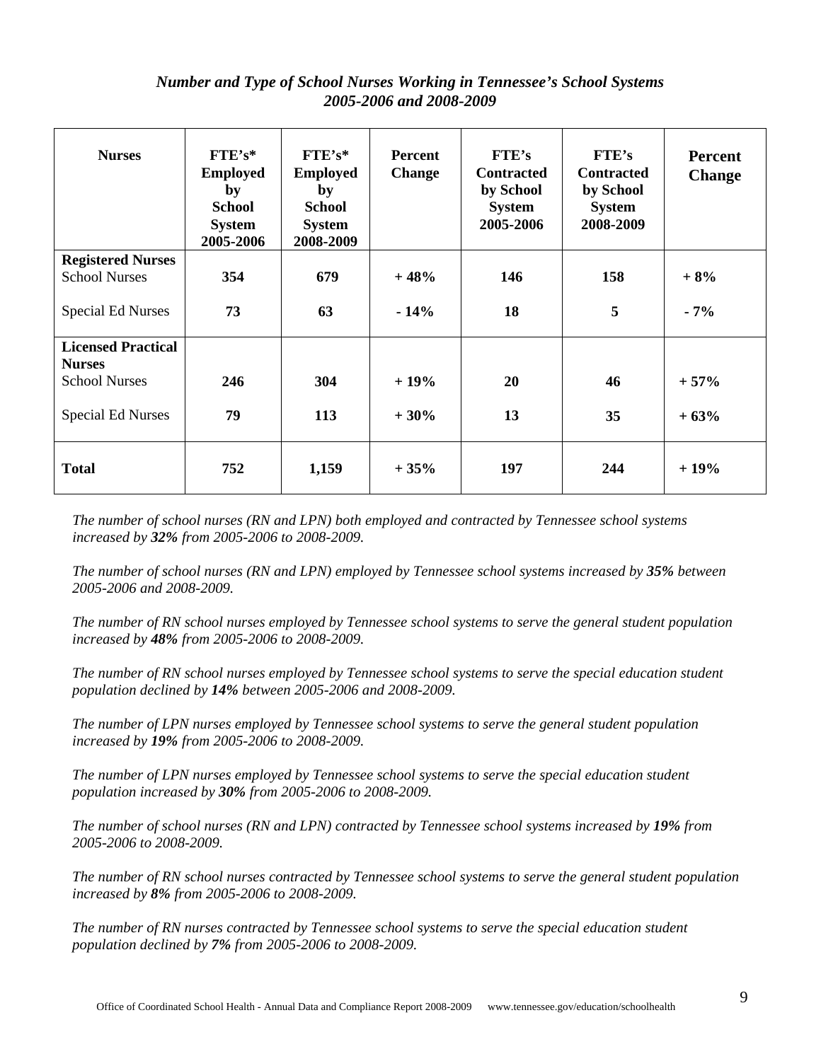### *Number and Type of School Nurses Working in Tennessee's School Systems 2005-2006 and 2008-2009*

| Nurses | FTE's* Employed by School System 2005-2006 | FTE's* Employed by School System 2008-2009 | Percent Change | FTE's Contracted by School System 2005-2006 | FTE's Contracted by School System 2008-2009 | Percent Change |
|---|---|---|---|---|---|---|
| **Registered Nurses** | | | | | | |
| School Nurses | **354** | **679** | **+ 48%** | **146** | **158** | **+ 8%** |
| Special Ed Nurses | **73** | **63** | **- 14%** | **18** | **5** | **- 7%** |
| **Licensed Practical Nurses** | | | | | | |
| School Nurses | **246** | **304** | **+ 19%** | **20** | **46** | **+ 57%** |
| Special Ed Nurses | **79** | **113** | **+ 30%** | **13** | **35** | **+ 63%** |
| **Total** | **752** | **1,159** | **+ 35%** | **197** | **244** | **+ 19%** |

*The number of school nurses (RN and LPN) both employed and contracted by Tennessee school systems increased by **32%** from 2005-2006 to 2008-2009.*

*The number of school nurses (RN and LPN) employed by Tennessee school systems increased by **35%** between 2005-2006 and 2008-2009.*

*The number of RN school nurses employed by Tennessee school systems to serve the general student population increased by **48%** from 2005-2006 to 2008-2009.*

*The number of RN school nurses employed by Tennessee school systems to serve the special education student population declined by **14%** between 2005-2006 and 2008-2009.*

*The number of LPN nurses employed by Tennessee school systems to serve the general student population increased by **19%** from 2005-2006 to 2008-2009.*

*The number of LPN nurses employed by Tennessee school systems to serve the special education student population increased by **30%** from 2005-2006 to 2008-2009.*

*The number of school nurses (RN and LPN) contracted by Tennessee school systems increased by **19%** from 2005-2006 to 2008-2009.*

*The number of RN school nurses contracted by Tennessee school systems to serve the general student population increased by **8%** from 2005-2006 to 2008-2009.*

*The number of RN nurses contracted by Tennessee school systems to serve the special education student population declined by **7%** from 2005-2006 to 2008-2009.*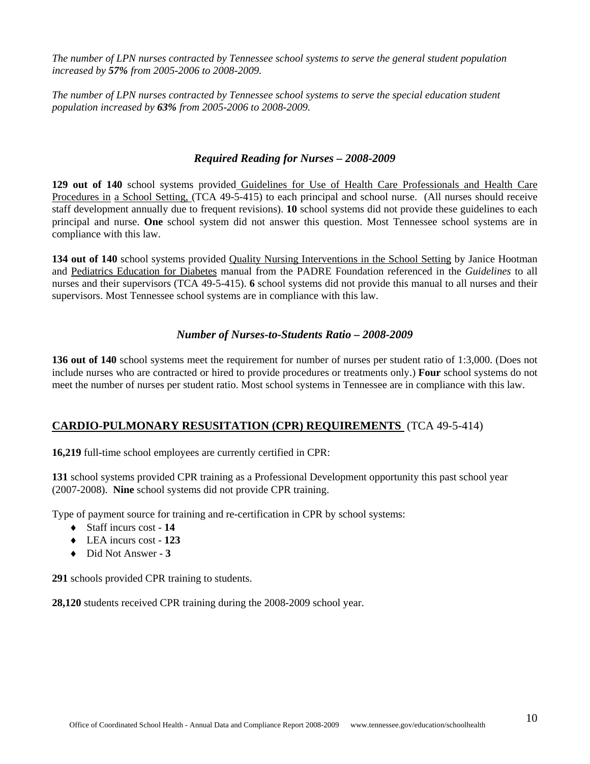*The number of LPN nurses contracted by Tennessee school systems to serve the general student population increased by **57%** from 2005-2006 to 2008-2009.*

*The number of LPN nurses contracted by Tennessee school systems to serve the special education student population increased by **63%** from 2005-2006 to 2008-2009.*

### *Required Reading for Nurses – 2008-2009*

**129 out of 140** school systems provided Guidelines for Use of Health Care Professionals and Health Care Procedures in a School Setting, (TCA 49-5-415) to each principal and school nurse. (All nurses should receive staff development annually due to frequent revisions). **10** school systems did not provide these guidelines to each principal and nurse. **One** school system did not answer this question. Most Tennessee school systems are in compliance with this law.

**134 out of 140** school systems provided Quality Nursing Interventions in the School Setting by Janice Hootman and Pediatrics Education for Diabetes manual from the PADRE Foundation referenced in the *Guidelines* to all nurses and their supervisors (TCA 49-5-415). **6** school systems did not provide this manual to all nurses and their supervisors. Most Tennessee school systems are in compliance with this law.

### *Number of Nurses-to-Students Ratio – 2008-2009*

**136 out of 140** school systems meet the requirement for number of nurses per student ratio of 1:3,000. (Does not include nurses who are contracted or hired to provide procedures or treatments only.) **Four** school systems do not meet the number of nurses per student ratio. Most school systems in Tennessee are in compliance with this law.

## CARDIO-PULMONARY RESUSITATION (CPR) REQUIREMENTS (TCA 49-5-414)

**16,219** full-time school employees are currently certified in CPR:

**131** school systems provided CPR training as a Professional Development opportunity this past school year (2007-2008). **Nine** school systems did not provide CPR training.

Type of payment source for training and re-certification in CPR by school systems:

- Staff incurs cost - **14**
- LEA incurs cost - **123**
- Did Not Answer - **3**

**291** schools provided CPR training to students.

**28,120** students received CPR training during the 2008-2009 school year.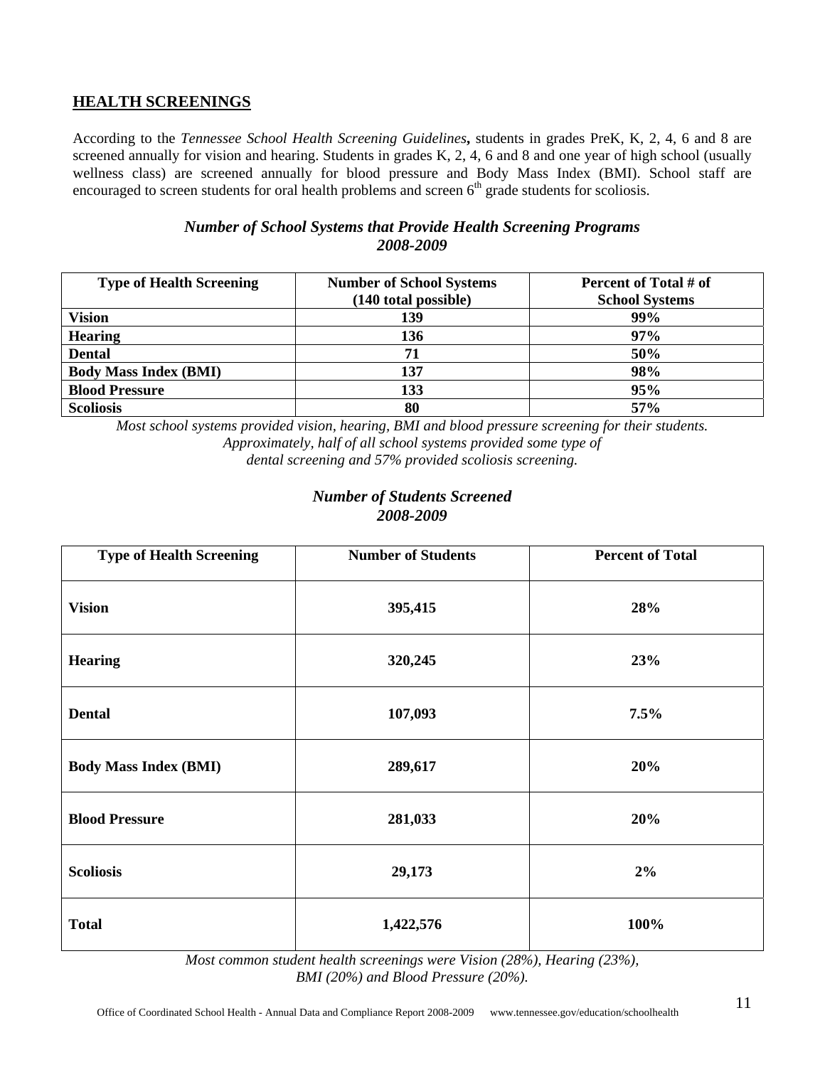## HEALTH SCREENINGS

According to the *Tennessee School Health Screening Guidelines***,** students in grades PreK, K, 2, 4, 6 and 8 are screened annually for vision and hearing. Students in grades K, 2, 4, 6 and 8 and one year of high school (usually wellness class) are screened annually for blood pressure and Body Mass Index (BMI). School staff are encouraged to screen students for oral health problems and screen 6th grade students for scoliosis.

### *Number of School Systems that Provide Health Screening Programs 2008-2009*

| Type of Health Screening | Number of School Systems (140 total possible) | Percent of Total # of School Systems |
|---|---|---|
| **Vision** | **139** | **99%** |
| **Hearing** | **136** | **97%** |
| **Dental** | **71** | **50%** |
| **Body Mass Index (BMI)** | **137** | **98%** |
| **Blood Pressure** | **133** | **95%** |
| **Scoliosis** | **80** | **57%** |

*Most school systems provided vision, hearing, BMI and blood pressure screening for their students. Approximately, half of all school systems provided some type of dental screening and 57% provided scoliosis screening.*

### *Number of Students Screened 2008-2009*

| Type of Health Screening | Number of Students | Percent of Total |
|---|---|---|
| **Vision** | **395,415** | **28%** |
| **Hearing** | **320,245** | **23%** |
| **Dental** | **107,093** | **7.5%** |
| **Body Mass Index (BMI)** | **289,617** | **20%** |
| **Blood Pressure** | **281,033** | **20%** |
| **Scoliosis** | **29,173** | **2%** |
| **Total** | **1,422,576** | **100%** |

*Most common student health screenings were Vision (28%), Hearing (23%), BMI (20%) and Blood Pressure (20%).*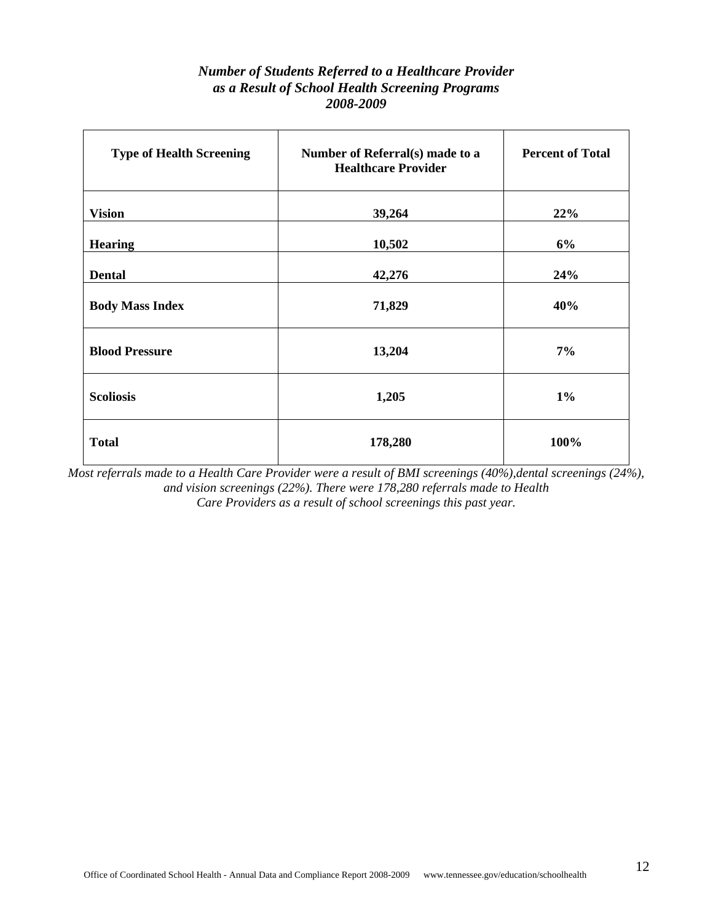***Number of Students Referred to a Healthcare Provider as a Result of School Health Screening Programs 2008-2009***

| Type of Health Screening | Number of Referral(s) made to a Healthcare Provider | Percent of Total |
|---|---|---|
| **Vision** | **39,264** | **22%** |
| **Hearing** | **10,502** | **6%** |
| **Dental** | **42,276** | **24%** |
| **Body Mass Index** | **71,829** | **40%** |
| **Blood Pressure** | **13,204** | **7%** |
| **Scoliosis** | **1,205** | **1%** |
| **Total** | **178,280** | **100%** |

*Most referrals made to a Health Care Provider were a result of BMI screenings (40%),dental screenings (24%), and vision screenings (22%). There were 178,280 referrals made to Health Care Providers as a result of school screenings this past year.*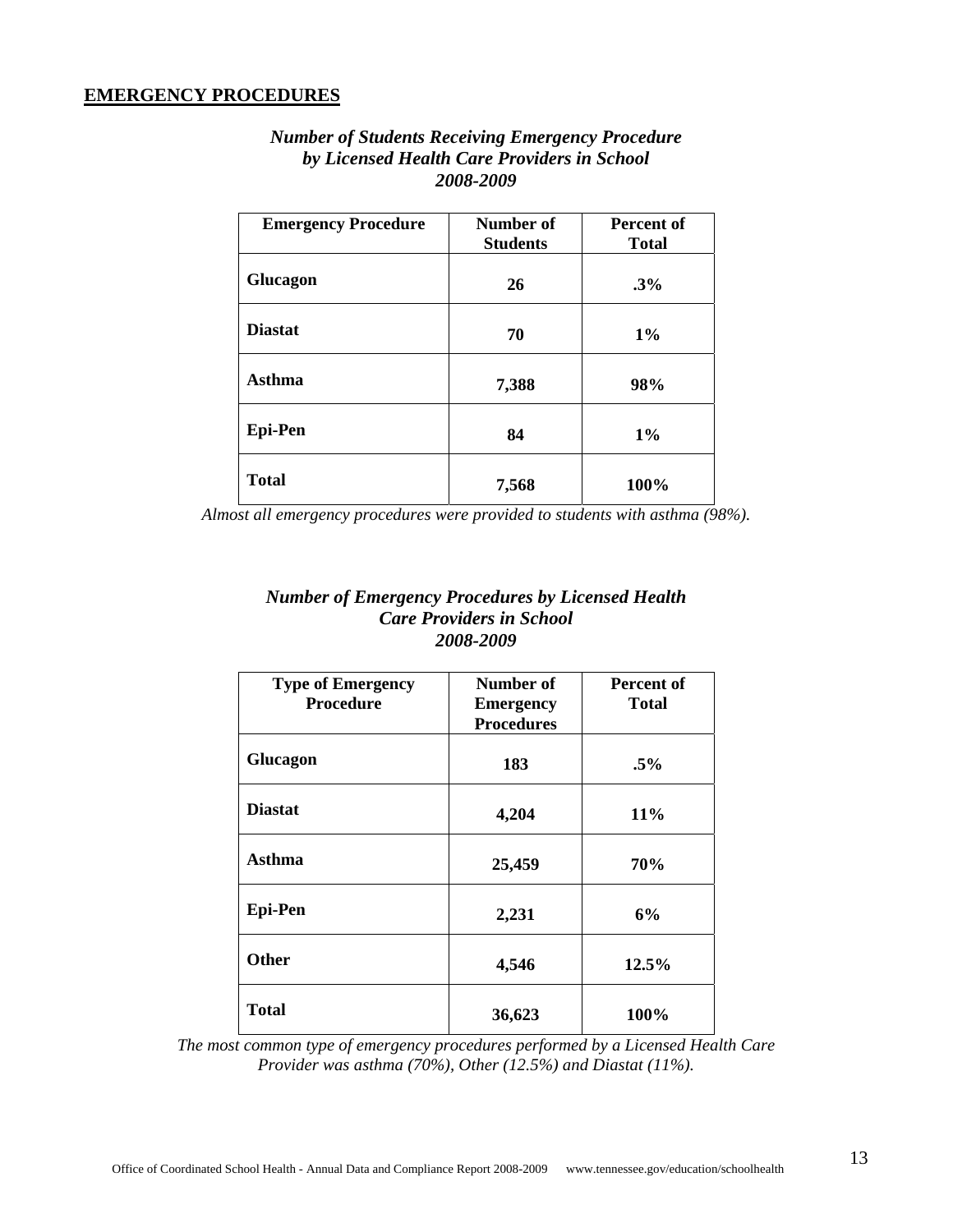## EMERGENCY PROCEDURES

***Number of Students Receiving Emergency Procedure by Licensed Health Care Providers in School 2008-2009***

| Emergency Procedure | Number of Students | Percent of Total |
|---|---|---|
| **Glucagon** | **26** | **.3%** |
| **Diastat** | **70** | **1%** |
| **Asthma** | **7,388** | **98%** |
| **Epi-Pen** | **84** | **1%** |
| **Total** | **7,568** | **100%** |

*Almost all emergency procedures were provided to students with asthma (98%).*

***Number of Emergency Procedures by Licensed Health Care Providers in School 2008-2009***

| Type of Emergency Procedure | Number of Emergency Procedures | Percent of Total |
|---|---|---|
| **Glucagon** | **183** | **.5%** |
| **Diastat** | **4,204** | **11%** |
| **Asthma** | **25,459** | **70%** |
| **Epi-Pen** | **2,231** | **6%** |
| **Other** | **4,546** | **12.5%** |
| **Total** | **36,623** | **100%** |

*The most common type of emergency procedures performed by a Licensed Health Care Provider was asthma (70%), Other (12.5%) and Diastat (11%).*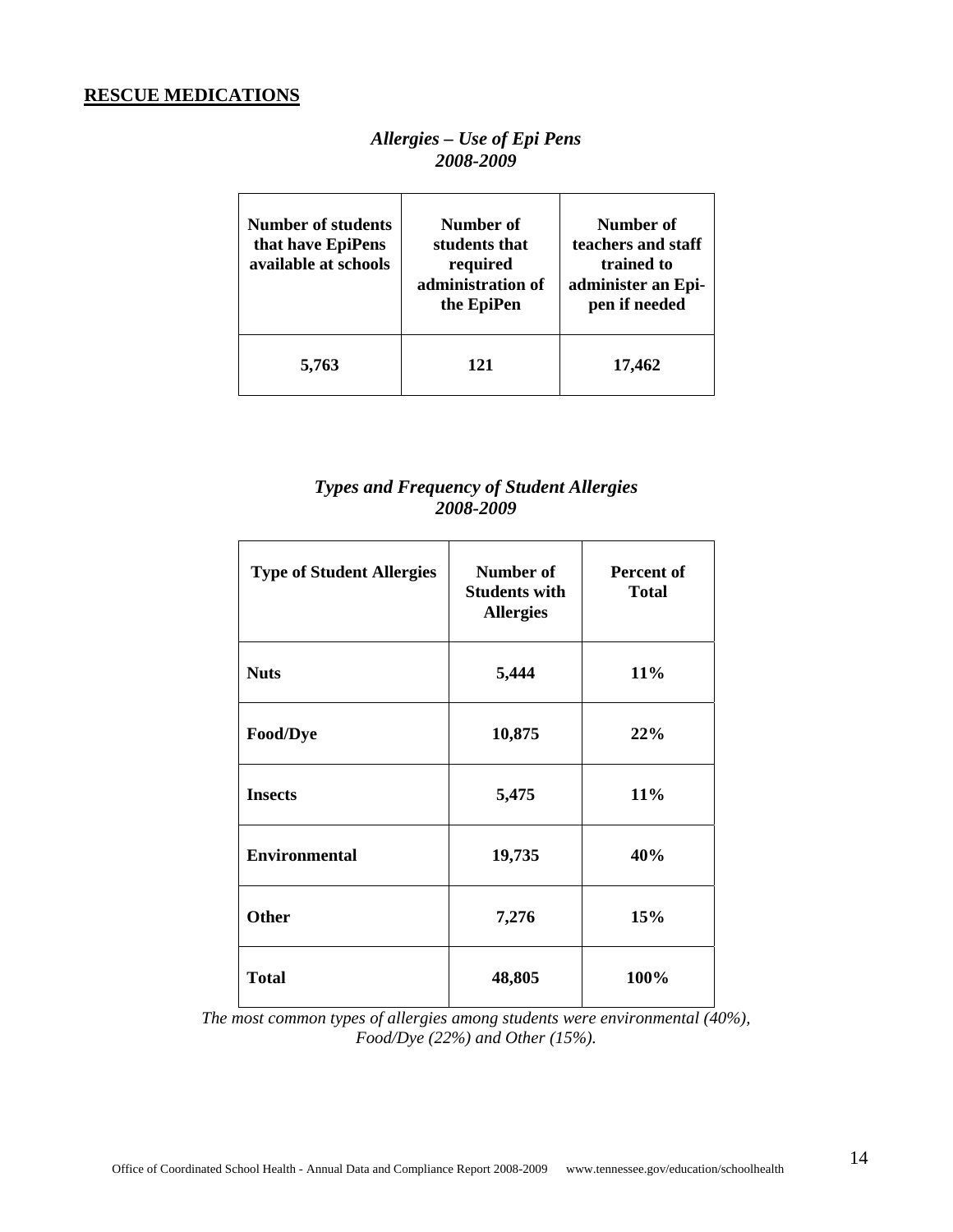## RESCUE MEDICATIONS

***Allergies – Use of Epi Pens***
***2008-2009***

| Number of students that have EpiPens available at schools | Number of students that required administration of the EpiPen | Number of teachers and staff trained to administer an Epi-pen if needed |
|---|---|---|
| **5,763** | **121** | **17,462** |

***Types and Frequency of Student Allergies***
***2008-2009***

| Type of Student Allergies | Number of Students with Allergies | Percent of Total |
|---|---|---|
| **Nuts** | **5,444** | **11%** |
| **Food/Dye** | **10,875** | **22%** |
| **Insects** | **5,475** | **11%** |
| **Environmental** | **19,735** | **40%** |
| **Other** | **7,276** | **15%** |
| **Total** | **48,805** | **100%** |

*The most common types of allergies among students were environmental (40%), Food/Dye (22%) and Other (15%).*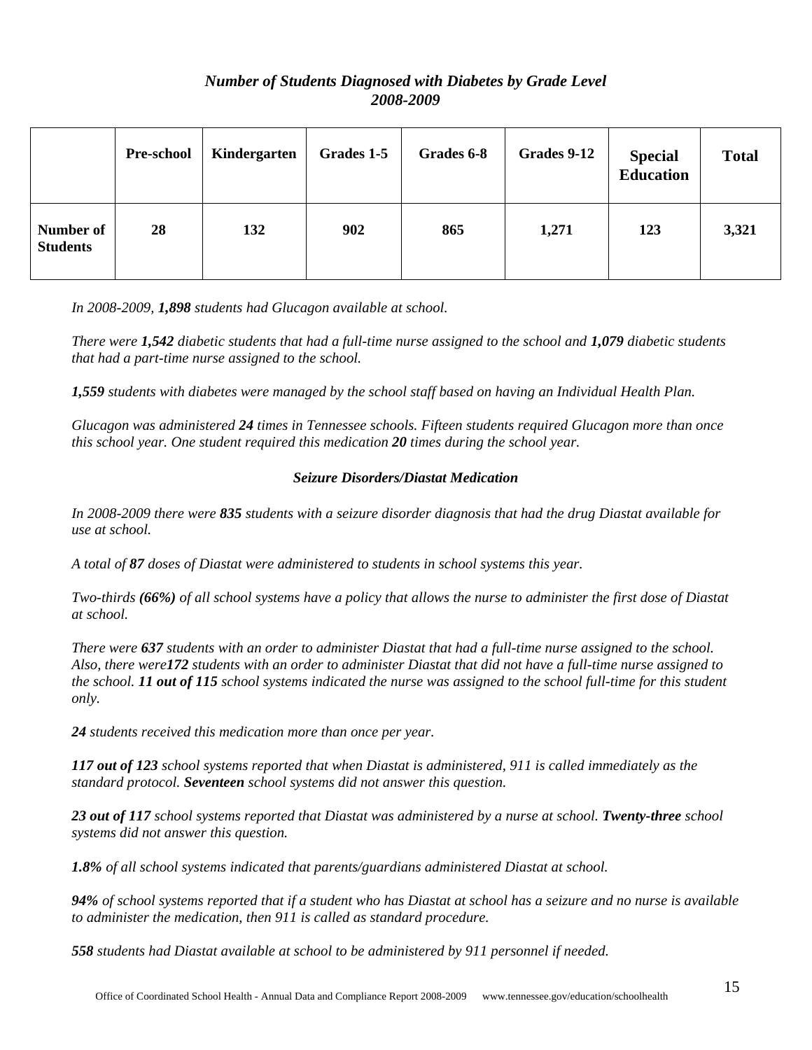### *Number of Students Diagnosed with Diabetes by Grade Level*
### *2008-2009*

| | Pre-school | Kindergarten | Grades 1-5 | Grades 6-8 | Grades 9-12 | Special Education | Total |
|---|---|---|---|---|---|---|---|
| **Number of Students** | **28** | **132** | **902** | **865** | **1,271** | **123** | **3,321** |

*In 2008-2009, **1,898** students had Glucagon available at school.*

*There were **1,542** diabetic students that had a full-time nurse assigned to the school and **1,079** diabetic students that had a part-time nurse assigned to the school.*

***1,559** students with diabetes were managed by the school staff based on having an Individual Health Plan.*

*Glucagon was administered **24** times in Tennessee schools. Fifteen students required Glucagon more than once this school year. One student required this medication **20** times during the school year.*

#### *Seizure Disorders/Diastat Medication*

*In 2008-2009 there were **835** students with a seizure disorder diagnosis that had the drug Diastat available for use at school.*

*A total of **87** doses of Diastat were administered to students in school systems this year.*

*Two-thirds **(66%)** of all school systems have a policy that allows the nurse to administer the first dose of Diastat at school.*

*There were **637** students with an order to administer Diastat that had a full-time nurse assigned to the school. Also, there were**172** students with an order to administer Diastat that did not have a full-time nurse assigned to the school. **11 out of 115** school systems indicated the nurse was assigned to the school full-time for this student only.*

***24** students received this medication more than once per year.*

***117 out of 123** school systems reported that when Diastat is administered, 911 is called immediately as the standard protocol. **Seventeen** school systems did not answer this question.*

***23 out of 117** school systems reported that Diastat was administered by a nurse at school. **Twenty-three** school systems did not answer this question.*

***1.8%** of all school systems indicated that parents/guardians administered Diastat at school.*

***94%** of school systems reported that if a student who has Diastat at school has a seizure and no nurse is available to administer the medication, then 911 is called as standard procedure.*

***558** students had Diastat available at school to be administered by 911 personnel if needed.*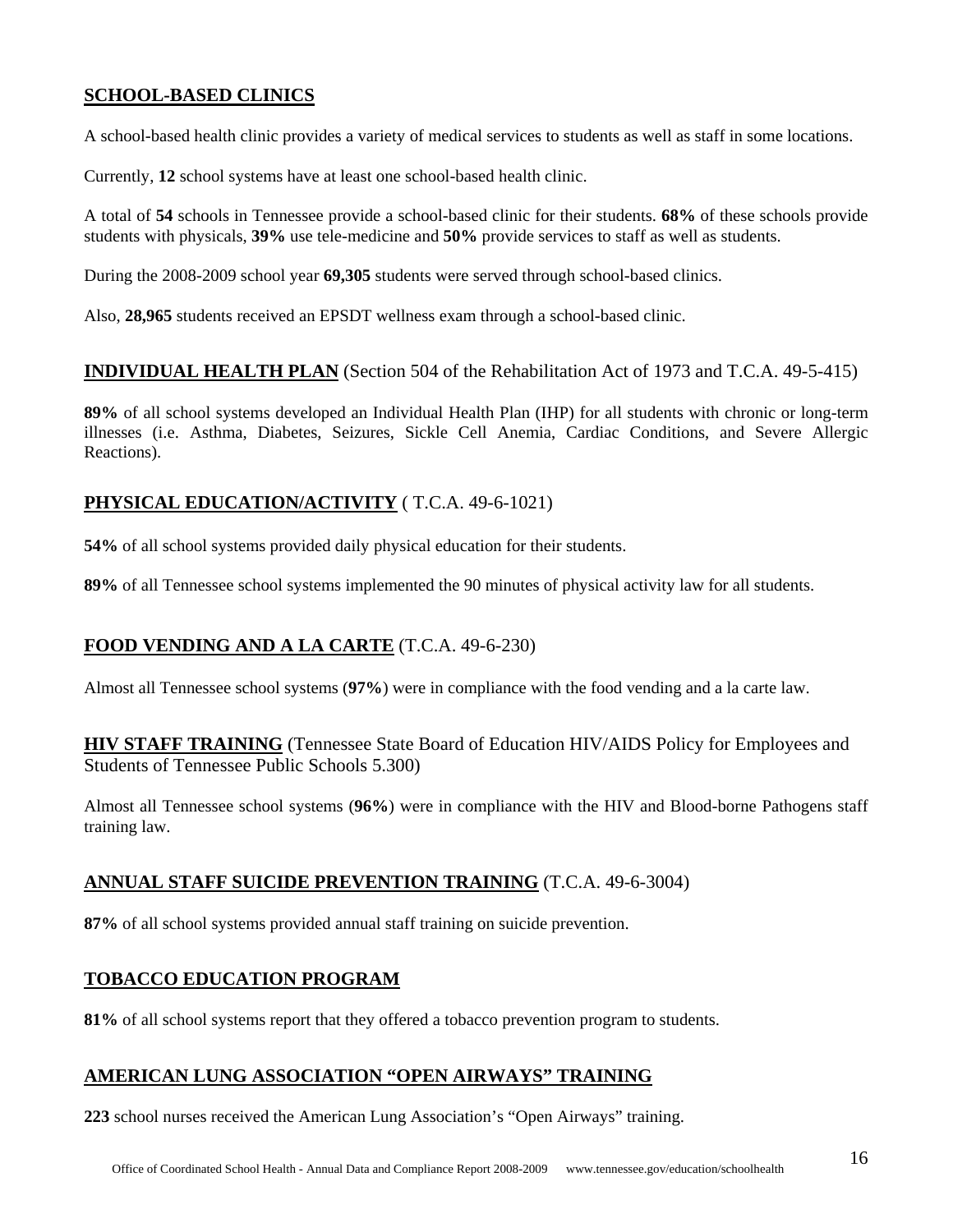## SCHOOL-BASED CLINICS

A school-based health clinic provides a variety of medical services to students as well as staff in some locations.

Currently, **12** school systems have at least one school-based health clinic.

A total of **54** schools in Tennessee provide a school-based clinic for their students. **68%** of these schools provide students with physicals, **39%** use tele-medicine and **50%** provide services to staff as well as students.

During the 2008-2009 school year **69,305** students were served through school-based clinics.

Also, **28,965** students received an EPSDT wellness exam through a school-based clinic.

## INDIVIDUAL HEALTH PLAN (Section 504 of the Rehabilitation Act of 1973 and T.C.A. 49-5-415)

**89%** of all school systems developed an Individual Health Plan (IHP) for all students with chronic or long-term illnesses (i.e. Asthma, Diabetes, Seizures, Sickle Cell Anemia, Cardiac Conditions, and Severe Allergic Reactions).

## PHYSICAL EDUCATION/ACTIVITY ( T.C.A. 49-6-1021)

**54%** of all school systems provided daily physical education for their students.

**89%** of all Tennessee school systems implemented the 90 minutes of physical activity law for all students.

## FOOD VENDING AND A LA CARTE (T.C.A. 49-6-230)

Almost all Tennessee school systems (**97%**) were in compliance with the food vending and a la carte law.

## HIV STAFF TRAINING (Tennessee State Board of Education HIV/AIDS Policy for Employees and Students of Tennessee Public Schools 5.300)

Almost all Tennessee school systems (**96%**) were in compliance with the HIV and Blood-borne Pathogens staff training law.

## ANNUAL STAFF SUICIDE PREVENTION TRAINING (T.C.A. 49-6-3004)

**87%** of all school systems provided annual staff training on suicide prevention.

## TOBACCO EDUCATION PROGRAM

**81%** of all school systems report that they offered a tobacco prevention program to students.

## AMERICAN LUNG ASSOCIATION "OPEN AIRWAYS" TRAINING

**223** school nurses received the American Lung Association's "Open Airways" training.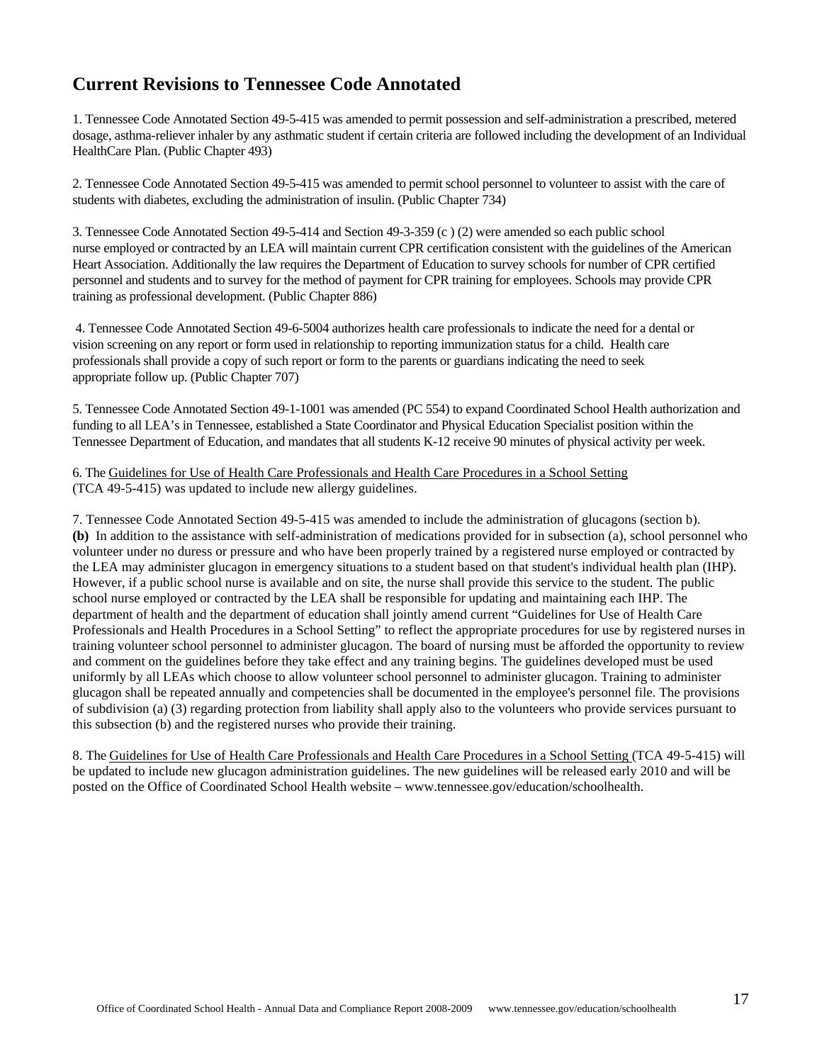## Current Revisions to Tennessee Code Annotated

1. Tennessee Code Annotated Section 49-5-415 was amended to permit possession and self-administration a prescribed, metered dosage, asthma-reliever inhaler by any asthmatic student if certain criteria are followed including the development of an Individual HealthCare Plan. (Public Chapter 493)

2. Tennessee Code Annotated Section 49-5-415 was amended to permit school personnel to volunteer to assist with the care of students with diabetes, excluding the administration of insulin. (Public Chapter 734)

3. Tennessee Code Annotated Section 49-5-414 and Section 49-3-359 (c ) (2) were amended so each public school nurse employed or contracted by an LEA will maintain current CPR certification consistent with the guidelines of the American Heart Association. Additionally the law requires the Department of Education to survey schools for number of CPR certified personnel and students and to survey for the method of payment for CPR training for employees. Schools may provide CPR training as professional development. (Public Chapter 886)

4. Tennessee Code Annotated Section 49-6-5004 authorizes health care professionals to indicate the need for a dental or vision screening on any report or form used in relationship to reporting immunization status for a child. Health care professionals shall provide a copy of such report or form to the parents or guardians indicating the need to seek appropriate follow up. (Public Chapter 707)

5. Tennessee Code Annotated Section 49-1-1001 was amended (PC 554) to expand Coordinated School Health authorization and funding to all LEA's in Tennessee, established a State Coordinator and Physical Education Specialist position within the Tennessee Department of Education, and mandates that all students K-12 receive 90 minutes of physical activity per week.

6. The Guidelines for Use of Health Care Professionals and Health Care Procedures in a School Setting (TCA 49-5-415) was updated to include new allergy guidelines.

7. Tennessee Code Annotated Section 49-5-415 was amended to include the administration of glucagons (section b).
**(b)** In addition to the assistance with self-administration of medications provided for in subsection (a), school personnel who volunteer under no duress or pressure and who have been properly trained by a registered nurse employed or contracted by the LEA may administer glucagon in emergency situations to a student based on that student's individual health plan (IHP). However, if a public school nurse is available and on site, the nurse shall provide this service to the student. The public school nurse employed or contracted by the LEA shall be responsible for updating and maintaining each IHP. The department of health and the department of education shall jointly amend current "Guidelines for Use of Health Care Professionals and Health Procedures in a School Setting" to reflect the appropriate procedures for use by registered nurses in training volunteer school personnel to administer glucagon. The board of nursing must be afforded the opportunity to review and comment on the guidelines before they take effect and any training begins. The guidelines developed must be used uniformly by all LEAs which choose to allow volunteer school personnel to administer glucagon. Training to administer glucagon shall be repeated annually and competencies shall be documented in the employee's personnel file. The provisions of subdivision (a) (3) regarding protection from liability shall apply also to the volunteers who provide services pursuant to this subsection (b) and the registered nurses who provide their training.

8. The Guidelines for Use of Health Care Professionals and Health Care Procedures in a School Setting (TCA 49-5-415) will be updated to include new glucagon administration guidelines. The new guidelines will be released early 2010 and will be posted on the Office of Coordinated School Health website – www.tennessee.gov/education/schoolhealth.